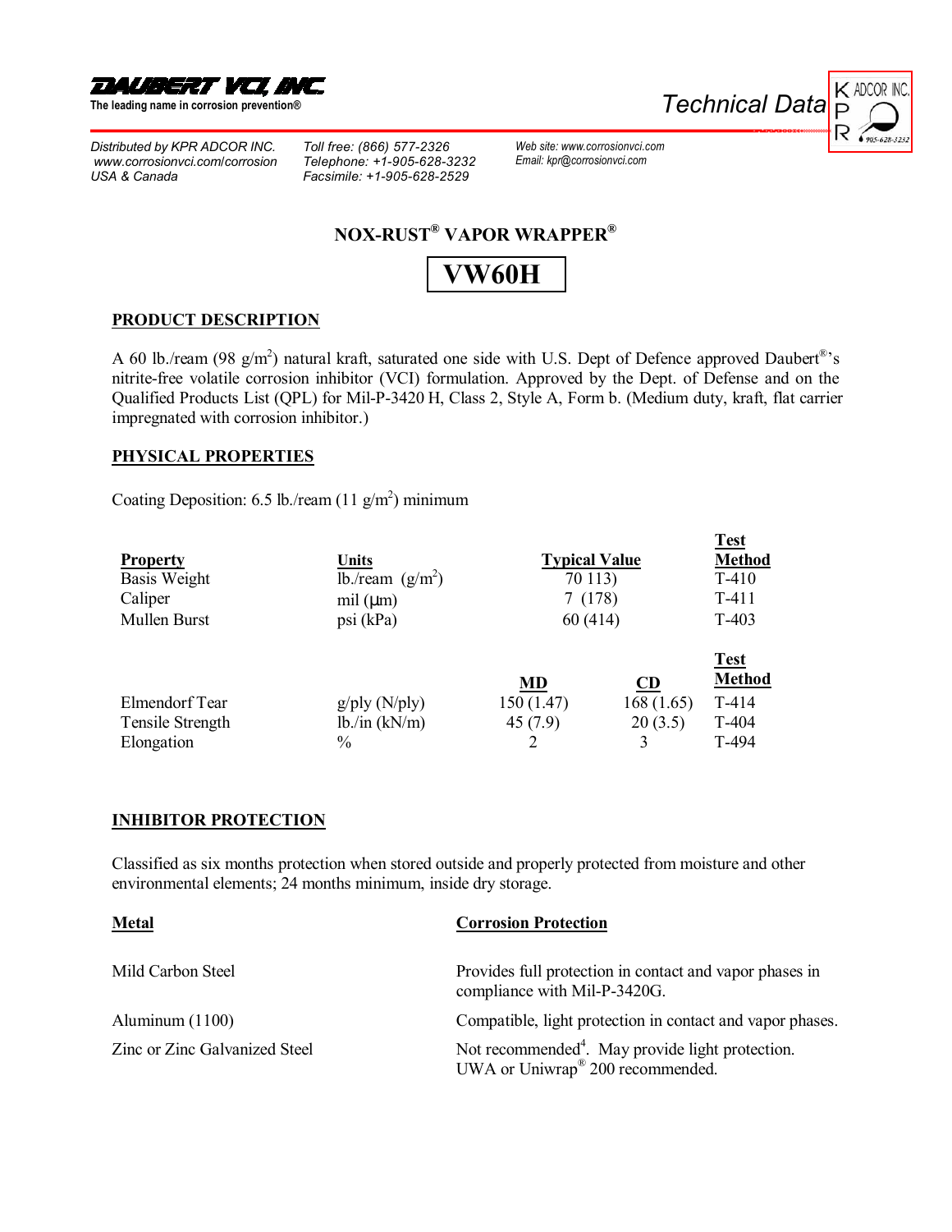**DAUBERT VCI, INC.**
The leading name in corrosion prevention®

Technical Data

KPR ADCOR INC.

*Distributed by KPR ADCOR INC.*
*www.corrosionvci.com/corrosion*
*USA & Canada*

*Toll free: (866) 577-2326*
*Telephone: +1-905-628-3232*
*Facsimile: +1-905-628-2529*

*Web site: www.corrosionvci.com*
*Email: kpr@corrosionvci.com*

# NOX-RUST® VAPOR WRAPPER®

# VW60H

## PRODUCT DESCRIPTION

A 60 lb./ream (98 g/m²) natural kraft, saturated one side with U.S. Dept of Defence approved Daubert®'s nitrite-free volatile corrosion inhibitor (VCI) formulation. Approved by the Dept. of Defense and on the Qualified Products List (QPL) for Mil-P-3420 H, Class 2, Style A, Form b. (Medium duty, kraft, flat carrier impregnated with corrosion inhibitor.)

## PHYSICAL PROPERTIES

Coating Deposition: 6.5 lb./ream (11 g/m²) minimum

| Property | Units | Typical Value | Test Method |
|---|---|---|---|
| Basis Weight | lb./ream (g/m²) | 70 113) | T-410 |
| Caliper | mil (µm) | 7 (178) | T-411 |
| Mullen Burst | psi (kPa) | 60 (414) | T-403 |

| | | MD | CD | Test Method |
|---|---|---|---|---|
| Elmendorf Tear | g/ply (N/ply) | 150 (1.47) | 168 (1.65) | T-414 |
| Tensile Strength | lb./in (kN/m) | 45 (7.9) | 20 (3.5) | T-404 |
| Elongation | % | 2 | 3 | T-494 |

## INHIBITOR PROTECTION

Classified as six months protection when stored outside and properly protected from moisture and other environmental elements; 24 months minimum, inside dry storage.

| Metal | Corrosion Protection |
|---|---|
| Mild Carbon Steel | Provides full protection in contact and vapor phases in compliance with Mil-P-3420G. |
| Aluminum (1100) | Compatible, light protection in contact and vapor phases. |
| Zinc or Zinc Galvanized Steel | Not recommended[4]. May provide light protection. UWA or Uniwrap® 200 recommended. |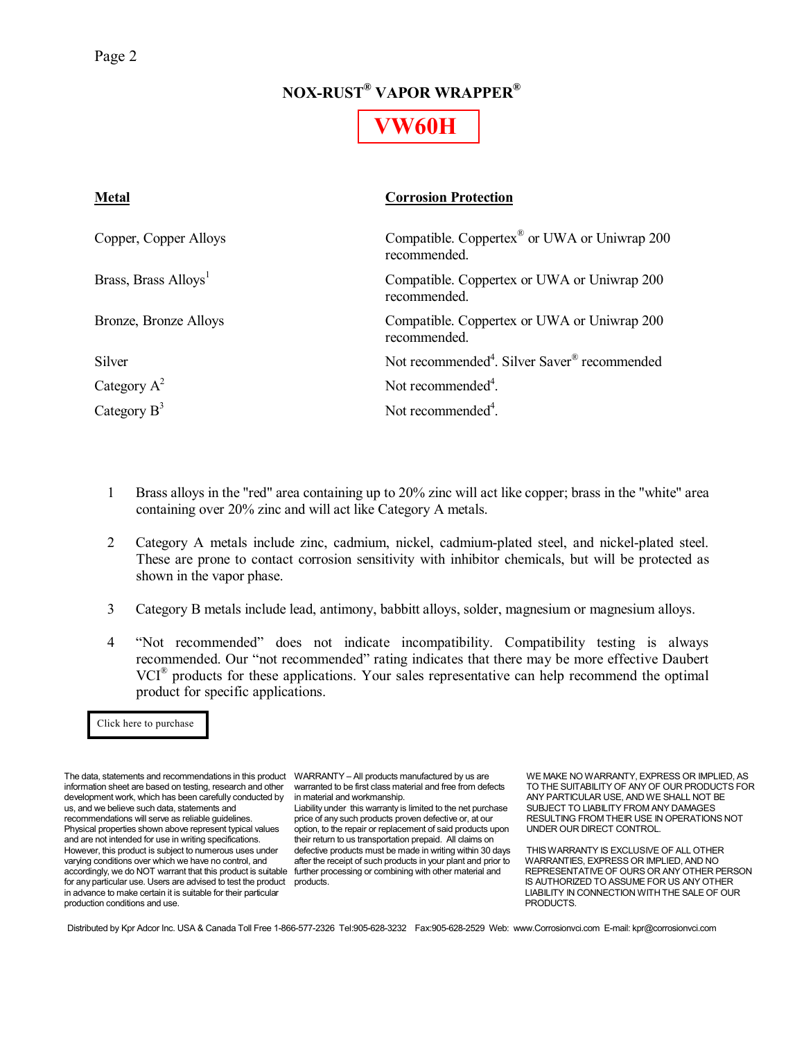# NOX-RUST® VAPOR WRAPPER®

## VW60H

| Metal | Corrosion Protection |
|---|---|
| Copper, Copper Alloys | Compatible. Coppertex® or UWA or Uniwrap 200 recommended. |
| Brass, Brass Alloys[1] | Compatible. Coppertex or UWA or Uniwrap 200 recommended. |
| Bronze, Bronze Alloys | Compatible. Coppertex or UWA or Uniwrap 200 recommended. |
| Silver | Not recommended[4]. Silver Saver® recommended |
| Category A[2] | Not recommended[4]. |
| Category B[3] | Not recommended[4]. |

1. Brass alloys in the "red" area containing up to 20% zinc will act like copper; brass in the "white" area containing over 20% zinc and will act like Category A metals.
2. Category A metals include zinc, cadmium, nickel, cadmium-plated steel, and nickel-plated steel. These are prone to contact corrosion sensitivity with inhibitor chemicals, but will be protected as shown in the vapor phase.
3. Category B metals include lead, antimony, babbitt alloys, solder, magnesium or magnesium alloys.
4. "Not recommended" does not indicate incompatibility. Compatibility testing is always recommended. Our "not recommended" rating indicates that there may be more effective Daubert VCI® products for these applications. Your sales representative can help recommend the optimal product for specific applications.

Click here to purchase

The data, statements and recommendations in this product information sheet are based on testing, research and other development work, which has been carefully conducted by us, and we believe such data, statements and recommendations will serve as reliable guidelines. Physical properties shown above represent typical values and are not intended for use in writing specifications. However, this product is subject to numerous uses under varying conditions over which we have no control, and accordingly, we do NOT warrant that this product is suitable for any particular use. Users are advised to test the product in advance to make certain it is suitable for their particular production conditions and use.

WARRANTY – All products manufactured by us are warranted to be first class material and free from defects in material and workmanship.
Liability under this warranty is limited to the net purchase price of any such products proven defective or, at our option, to the repair or replacement of said products upon their return to us transportation prepaid. All claims on defective products must be made in writing within 30 days after the receipt of such products in your plant and prior to further processing or combining with other material and products.

WE MAKE NO WARRANTY, EXPRESS OR IMPLIED, AS TO THE SUITABILITY OF ANY OF OUR PRODUCTS FOR ANY PARTICULAR USE, AND WE SHALL NOT BE SUBJECT TO LIABILITY FROM ANY DAMAGES RESULTING FROM THEIR USE IN OPERATIONS NOT UNDER OUR DIRECT CONTROL.

THIS WARRANTY IS EXCLUSIVE OF ALL OTHER WARRANTIES, EXPRESS OR IMPLIED, AND NO REPRESENTATIVE OF OURS OR ANY OTHER PERSON IS AUTHORIZED TO ASSUME FOR US ANY OTHER LIABILITY IN CONNECTION WITH THE SALE OF OUR PRODUCTS.

Distributed by Kpr Adcor Inc. USA & Canada Toll Free 1-866-577-2326 Tel:905-628-3232 Fax:905-628-2529 Web: www.Corrosionvci.com E-mail: kpr@corrosionvci.com